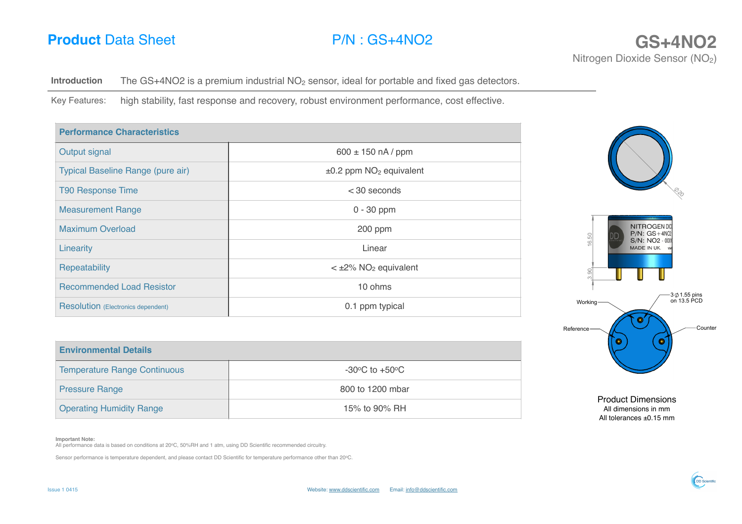# Product Data Sheet

P/N : GS+4NO2

## GS+4NO2

Nitrogen Dioxide Sensor ($NO_2$)

**Introduction** The GS+4NO2 is a premium industrial $NO_2$ sensor, ideal for portable and fixed gas detectors.

Key Features: high stability, fast response and recovery, robust environment performance, cost effective.

| Performance Characteristics | |
|---|---|
| Output signal | 600 ± 150 nA / ppm |
| Typical Baseline Range (pure air) | ±0.2 ppm $NO_2$ equivalent |
| T90 Response Time | < 30 seconds |
| Measurement Range | 0 - 30 ppm |
| Maximum Overload | 200 ppm |
| Linearity | Linear |
| Repeatability | < ±2% $NO_2$ equivalent |
| Recommended Load Resistor | 10 ohms |
| Resolution (Electronics dependent) | 0.1 ppm typical |

| Environmental Details | |
|---|---|
| Temperature Range Continuous | -30°C to +50°C |
| Pressure Range | 800 to 1200 mbar |
| Operating Humidity Range | 15% to 90% RH |

Ø20

16.50

3.90

NITROGEN DIO
P/N: GS+4NO2
S/N: NO2 - 00
MADE IN UK.

Working

Reference

Counter

3 Ø 1.55 pins on 13.5 PCD

**Product Dimensions**
All dimensions in mm
All tolerances ±0.15 mm

**Important Note:**
All performance data is based on conditions at 20°C, 50%RH and 1 atm, using DD Scientific recommended circuitry.

Sensor performance is temperature dependent, and please contact DD Scientific for temperature performance other than 20°C.

Issue 1 0415

Website: www.ddscientific.com Email: info@ddscientific.com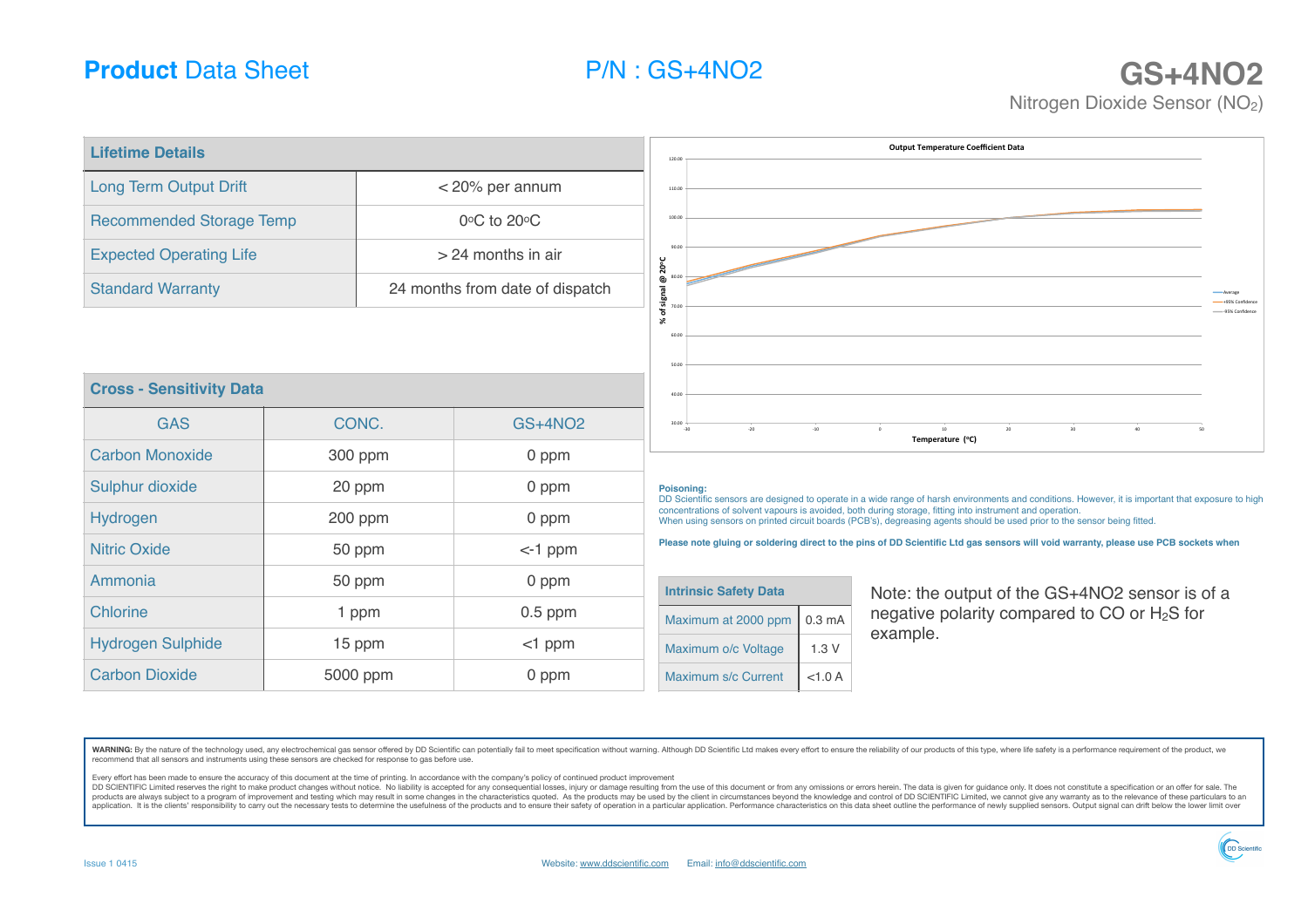# **Product** Data Sheet

P/N : GS+4NO2

## GS+4NO2

Nitrogen Dioxide Sensor ($NO_2$)

| Lifetime Details | |
|---|---|
| Long Term Output Drift | < 20% per annum |
| Recommended Storage Temp | 0°C to 20°C |
| Expected Operating Life | > 24 months in air |
| Standard Warranty | 24 months from date of dispatch |

Output Temperature Coefficient Data

% of signal @ 20°C

120.00
110.00
100.00
90.00
80.00
70.00
60.00
50.00
40.00
30.00

-30 -20 -10 0 10 20 30 40 50

Temperature (°C)

Average
+95% Confidence
-95% Confidence

**Cross - Sensitivity Data**

| GAS | CONC. | GS+4NO2 |
|---|---|---|
| Carbon Monoxide | 300 ppm | 0 ppm |
| Sulphur dioxide | 20 ppm | 0 ppm |
| Hydrogen | 200 ppm | 0 ppm |
| Nitric Oxide | 50 ppm | <-1 ppm |
| Ammonia | 50 ppm | 0 ppm |
| Chlorine | 1 ppm | 0.5 ppm |
| Hydrogen Sulphide | 15 ppm | <1 ppm |
| Carbon Dioxide | 5000 ppm | 0 ppm |

**Poisoning:**
DD Scientific sensors are designed to operate in a wide range of harsh environments and conditions. However, it is important that exposure to high concentrations of solvent vapours is avoided, both during storage, fitting into instrument and operation.
When using sensors on printed circuit boards (PCB's), degreasing agents should be used prior to the sensor being fitted.

**Please note gluing or soldering direct to the pins of DD Scientific Ltd gas sensors will void warranty, please use PCB sockets when**

| Intrinsic Safety Data | |
|---|---|
| Maximum at 2000 ppm | 0.3 mA |
| Maximum o/c Voltage | 1.3 V |
| Maximum s/c Current | <1.0 A |

Note: the output of the GS+4NO2 sensor is of a negative polarity compared to CO or $H_2S$ for example.

**WARNING:** By the nature of the technology used, any electrochemical gas sensor offered by DD Scientific can potentially fail to meet specification without warning. Although DD Scientific Ltd makes every effort to ensure the reliability of our products of this type, where life safety is a performance requirement of the product, we recommend that all sensors and instruments using these sensors are checked for response to gas before use.

Every effort has been made to ensure the accuracy of this document at the time of printing. In accordance with the company's policy of continued product improvement
DD SCIENTIFIC Limited reserves the right to make product changes without notice. No liability is accepted for any consequential losses, injury or damage resulting from the use of this document or from any omissions or errors herein. The data is given for guidance only. It does not constitute a specification or an offer for sale. The products are always subject to a program of improvement and testing which may result in some changes in the characteristics quoted. As the products may be used by the client in circumstances beyond the knowledge and control of DD SCIENTIFIC Limited, we cannot give any warranty as to the relevance of these particulars to an application. It is the clients' responsibility to carry out the necessary tests to determine the usefulness of the products and to ensure their safety of operation in a particular application. Performance characteristics on this data sheet outline the performance of newly supplied sensors. Output signal can drift below the lower limit over

Issue 1 0415

Website: www.ddscientific.com Email: info@ddscientific.com